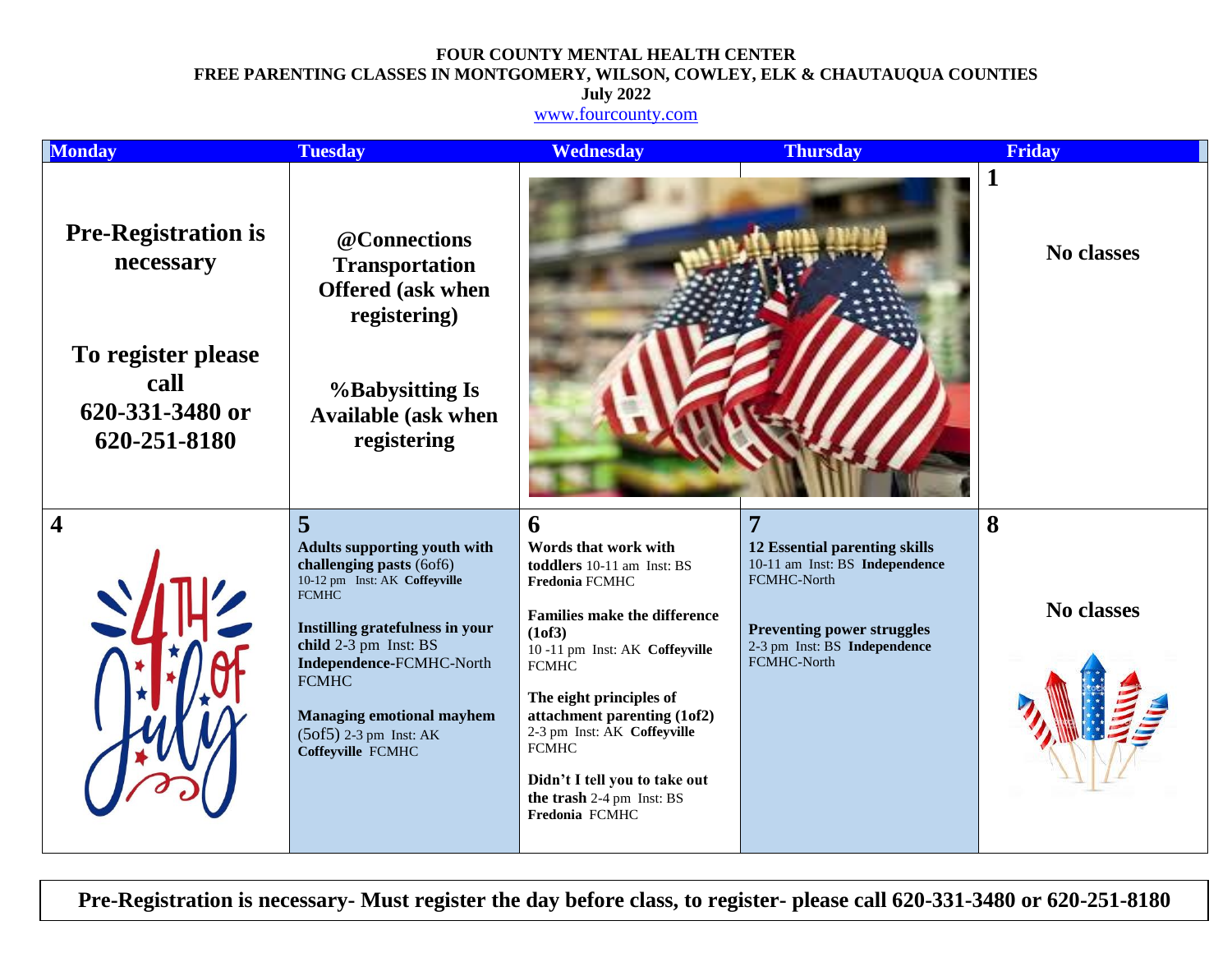**FOUR COUNTY MENTAL HEALTH CENTER**
**FREE PARENTING CLASSES IN MONTGOMERY, WILSON, COWLEY, ELK & CHAUTAUQUA COUNTIES**
**July 2022**
www.fourcounty.com

| Monday | Tuesday | Wednesday | Thursday | Friday |
|---|---|---|---|---|
| **Pre-Registration is necessary**<br><br>**To register please call 620-331-3480 or 620-251-8180** | **@Connections Transportation Offered (ask when registering)**<br><br>**%Babysitting Is Available (ask when registering** | | | **1**<br><br>**No classes** |
| **4** | **5**<br>**Adults supporting youth with challenging pasts** (6of6) 10-12 pm Inst: AK **Coffeyville** FCMHC<br><br>**Instilling gratefulness in your child** 2-3 pm Inst: BS **Independence**-FCMHC-North FCMHC<br><br>**Managing emotional mayhem** (5of5) 2-3 pm Inst: AK **Coffeyville** FCMHC | **6**<br>**Words that work with toddlers** 10-11 am Inst: BS **Fredonia** FCMHC<br><br>**Families make the difference (1of3)** 10 -11 pm Inst: AK **Coffeyville** FCMHC<br><br>**The eight principles of attachment parenting (1of2)** 2-3 pm Inst: AK **Coffeyville** FCMHC<br><br>**Didn't I tell you to take out the trash** 2-4 pm Inst: BS **Fredonia** FCMHC | **7**<br>**12 Essential parenting skills** 10-11 am Inst: BS **Independence** FCMHC-North<br><br>**Preventing power struggles** 2-3 pm Inst: BS **Independence** FCMHC-North | **8**<br><br>**No classes** |

**Pre-Registration is necessary- Must register the day before class, to register- please call 620-331-3480 or 620-251-8180**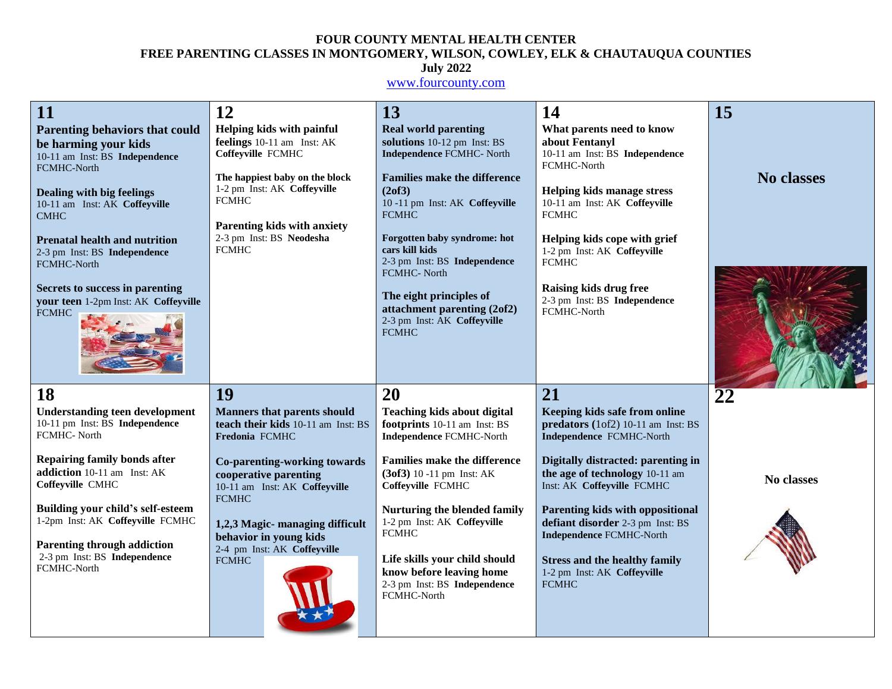**FOUR COUNTY MENTAL HEALTH CENTER**
**FREE PARENTING CLASSES IN MONTGOMERY, WILSON, COWLEY, ELK & CHAUTAUQUA COUNTIES**
**July 2022**
www.fourcounty.com

| 11 | 12 | 13 | 14 | 15 |
|---|---|---|---|---|
| **Parenting behaviors that could be harming your kids** 10-11 am Inst: BS **Independence** FCMHC-North<br><br>**Dealing with big feelings** 10-11 am Inst: AK **Coffeyville** CMHC<br><br>**Prenatal health and nutrition** 2-3 pm Inst: BS **Independence** FCMHC-North<br><br>**Secrets to success in parenting your teen** 1-2pm Inst: AK **Coffeyville** FCMHC | **Helping kids with painful feelings** 10-11 am Inst: AK **Coffeyville** FCMHC<br><br>**The happiest baby on the block** 1-2 pm Inst: AK **Coffeyville** FCMHC<br><br>**Parenting kids with anxiety** 2-3 pm Inst: BS **Neodesha** FCMHC | **Real world parenting solutions** 10-12 pm Inst: BS **Independence** FCMHC- North<br><br>**Families make the difference (2of3)** 10 -11 pm Inst: AK **Coffeyville** FCMHC<br><br>**Forgotten baby syndrome: hot cars kill kids** 2-3 pm Inst: BS **Independence** FCMHC- North<br><br>**The eight principles of attachment parenting (2of2)** 2-3 pm Inst: AK **Coffeyville** FCMHC | **What parents need to know about Fentanyl** 10-11 am Inst: BS **Independence** FCMHC-North<br><br>**Helping kids manage stress** 10-11 am Inst: AK **Coffeyville** FCMHC<br><br>**Helping kids cope with grief** 1-2 pm Inst: AK **Coffeyville** FCMHC<br><br>**Raising kids drug free** 2-3 pm Inst: BS **Independence** FCMHC-North | **No classes** |
| **18** | **19** | **20** | **21** | **22** |
| **Understanding teen development** 10-11 pm Inst: BS **Independence** FCMHC- North<br><br>**Repairing family bonds after addiction** 10-11 am Inst: AK **Coffeyville** CMHC<br><br>**Building your child's self-esteem** 1-2pm Inst: AK **Coffeyville** FCMHC<br><br>**Parenting through addiction** 2-3 pm Inst: BS **Independence** FCMHC-North | **Manners that parents should teach their kids** 10-11 am Inst: BS **Fredonia** FCMHC<br><br>**Co-parenting-working towards cooperative parenting** 10-11 am Inst: AK **Coffeyville** FCMHC<br><br>**1,2,3 Magic- managing difficult behavior in young kids** 2-4 pm Inst: AK **Coffeyville** FCMHC | **Teaching kids about digital footprints** 10-11 am Inst: BS **Independence** FCMHC-North<br><br>**Families make the difference (3of3)** 10 -11 pm Inst: AK **Coffeyville** FCMHC<br><br>**Nurturing the blended family** 1-2 pm Inst: AK **Coffeyville** FCMHC<br><br>**Life skills your child should know before leaving home** 2-3 pm Inst: BS **Independence** FCMHC-North | **Keeping kids safe from online predators (**1of2) 10-11 am Inst: BS **Independence** FCMHC-North<br><br>**Digitally distracted: parenting in the age of technology** 10-11 am Inst: AK **Coffeyville** FCMHC<br><br>**Parenting kids with oppositional defiant disorder** 2-3 pm Inst: BS **Independence** FCMHC-North<br><br>**Stress and the healthy family** 1-2 pm Inst: AK **Coffeyville** FCMHC | **No classes** |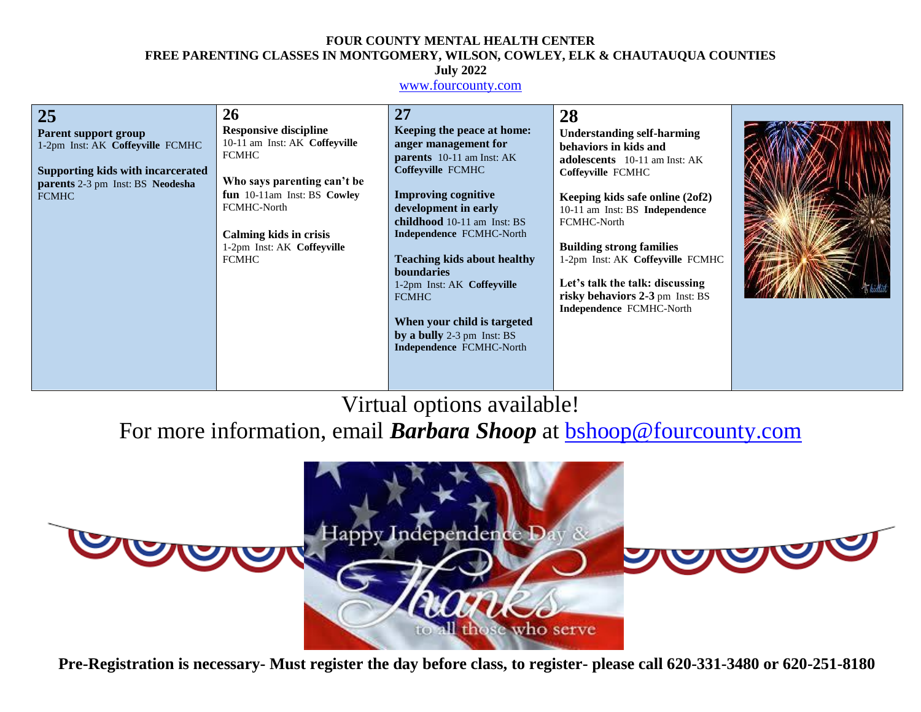**FOUR COUNTY MENTAL HEALTH CENTER**
**FREE PARENTING CLASSES IN MONTGOMERY, WILSON, COWLEY, ELK & CHAUTAUQUA COUNTIES**
**July 2022**
www.fourcounty.com

| 25 | 26 | 27 | 28 | |
|---|---|---|---|---|
| **Parent support group** 1-2pm Inst: AK **Coffeyville** FCMHC<br><br>**Supporting kids with incarcerated parents** 2-3 pm Inst: BS **Neodesha** FCMHC | **Responsive discipline** 10-11 am Inst: AK **Coffeyville** FCMHC<br><br>**Who says parenting can't be fun** 10-11am Inst: BS **Cowley** FCMHC-North<br><br>**Calming kids in crisis** 1-2pm Inst: AK **Coffeyville** FCMHC | **Keeping the peace at home: anger management for parents** 10-11 am Inst: AK **Coffeyville** FCMHC<br><br>**Improving cognitive development in early childhood** 10-11 am Inst: BS **Independence** FCMHC-North<br><br>**Teaching kids about healthy boundaries** 1-2pm Inst: AK **Coffeyville** FCMHC<br><br>**When your child is targeted by a bully** 2-3 pm Inst: BS **Independence** FCMHC-North | **Understanding self-harming behaviors in kids and adolescents** 10-11 am Inst: AK **Coffeyville** FCMHC<br><br>**Keeping kids safe online (2of2)** 10-11 am Inst: BS **Independence** FCMHC-North<br><br>**Building strong families** 1-2pm Inst: AK **Coffeyville** FCMHC<br><br>**Let's talk the talk: discussing risky behaviors 2-3** pm Inst: BS **Independence** FCMHC-North | |

Virtual options available!

For more information, email ***Barbara Shoop*** at bshoop@fourcounty.com

**Pre-Registration is necessary- Must register the day before class, to register- please call 620-331-3480 or 620-251-8180**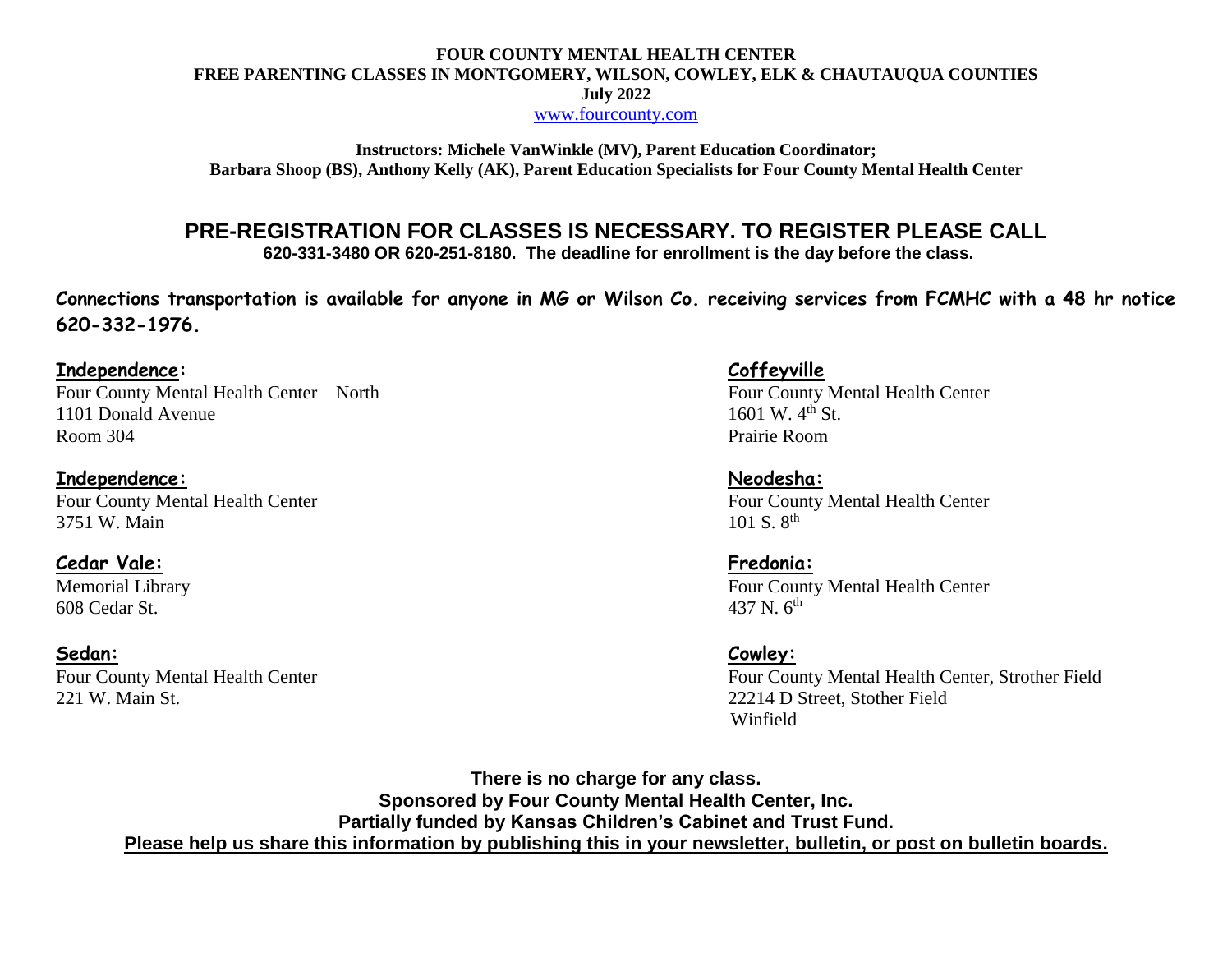**FOUR COUNTY MENTAL HEALTH CENTER**
**FREE PARENTING CLASSES IN MONTGOMERY, WILSON, COWLEY, ELK & CHAUTAUQUA COUNTIES**
**July 2022**
www.fourcounty.com

**Instructors: Michele VanWinkle (MV), Parent Education Coordinator;**
**Barbara Shoop (BS), Anthony Kelly (AK), Parent Education Specialists for Four County Mental Health Center**

## PRE-REGISTRATION FOR CLASSES IS NECESSARY. TO REGISTER PLEASE CALL

**620-331-3480 OR 620-251-8180. The deadline for enrollment is the day before the class.**

**Connections transportation is available for anyone in MG or Wilson Co. receiving services from FCMHC with a 48 hr notice 620-332-1976.**

**Independence:**
Four County Mental Health Center – North
1101 Donald Avenue
Room 304

**Independence:**
Four County Mental Health Center
3751 W. Main

**Cedar Vale:**
Memorial Library
608 Cedar St.

**Sedan:**
Four County Mental Health Center
221 W. Main St.

**Coffeyville**
Four County Mental Health Center
1601 W. 4th St.
Prairie Room

**Neodesha:**
Four County Mental Health Center
101 S. 8th

**Fredonia:**
Four County Mental Health Center
437 N. 6th

**Cowley:**
Four County Mental Health Center, Strother Field
22214 D Street, Stother Field
Winfield

**There is no charge for any class.**
**Sponsored by Four County Mental Health Center, Inc.**
**Partially funded by Kansas Children's Cabinet and Trust Fund.**
**Please help us share this information by publishing this in your newsletter, bulletin, or post on bulletin boards.**